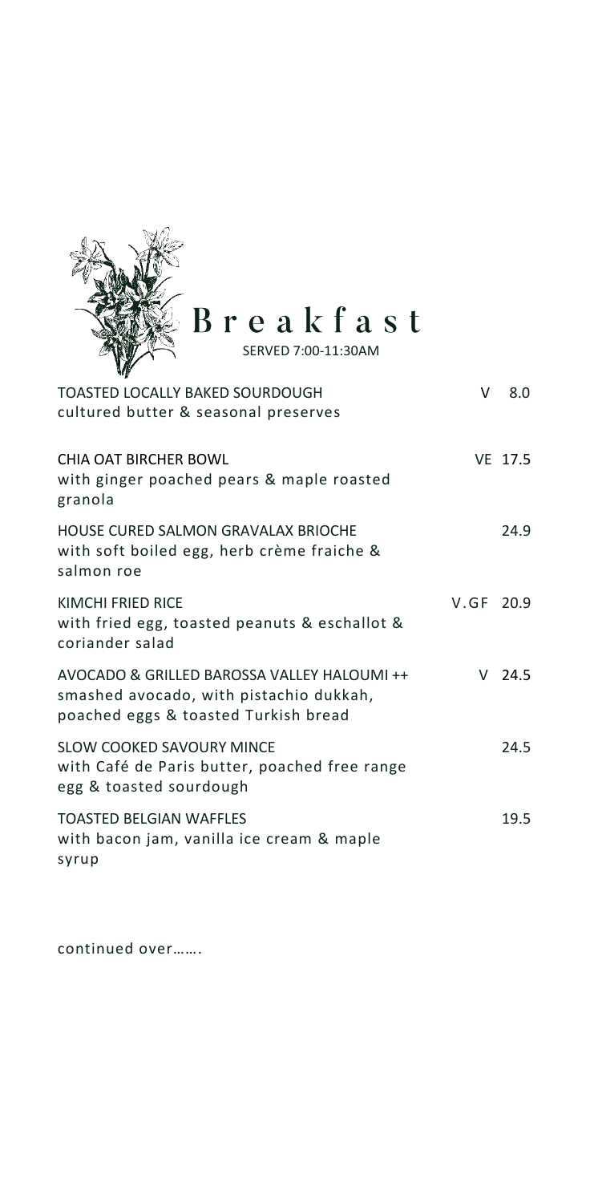# Breakfast

SERVED 7:00-11:30AM

**TOASTED LOCALLY BAKED SOURDOUGH** — V 8.0
cultured butter & seasonal preserves

**CHIA OAT BIRCHER BOWL** — VE 17.5
with ginger poached pears & maple roasted granola

**HOUSE CURED SALMON GRAVALAX BRIOCHE** — 24.9
with soft boiled egg, herb crème fraiche & salmon roe

**KIMCHI FRIED RICE** — V.GF 20.9
with fried egg, toasted peanuts & eschallot & coriander salad

**AVOCADO & GRILLED BAROSSA VALLEY HALOUMI ++** — V 24.5
smashed avocado, with pistachio dukkah, poached eggs & toasted Turkish bread

**SLOW COOKED SAVOURY MINCE** — 24.5
with Café de Paris butter, poached free range egg & toasted sourdough

**TOASTED BELGIAN WAFFLES** — 19.5
with bacon jam, vanilla ice cream & maple syrup

continued over…….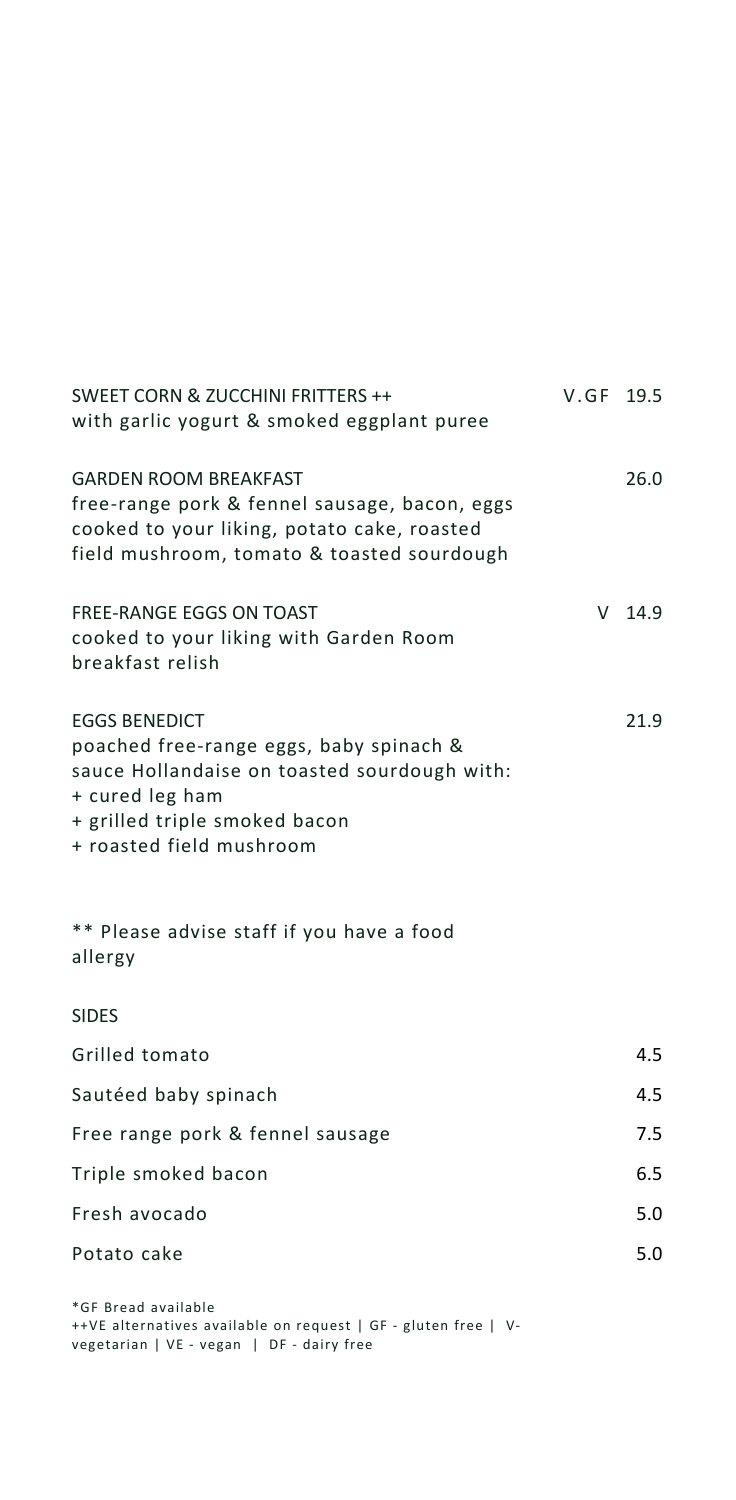SWEET CORN & ZUCCHINI FRITTERS ++ — V.GF 19.5
with garlic yogurt & smoked eggplant puree

GARDEN ROOM BREAKFAST — 26.0
free-range pork & fennel sausage, bacon, eggs cooked to your liking, potato cake, roasted field mushroom, tomato & toasted sourdough

FREE-RANGE EGGS ON TOAST — V 14.9
cooked to your liking with Garden Room breakfast relish

EGGS BENEDICT — 21.9
poached free-range eggs, baby spinach & sauce Hollandaise on toasted sourdough with:
+ cured leg ham
+ grilled triple smoked bacon
+ roasted field mushroom

** Please advise staff if you have a food allergy

## SIDES

| | |
|---|---|
| Grilled tomato | 4.5 |
| Sautéed baby spinach | 4.5 |
| Free range pork & fennel sausage | 7.5 |
| Triple smoked bacon | 6.5 |
| Fresh avocado | 5.0 |
| Potato cake | 5.0 |

*GF Bread available
++VE alternatives available on request | GF - gluten free | V- vegetarian | VE - vegan | DF - dairy free